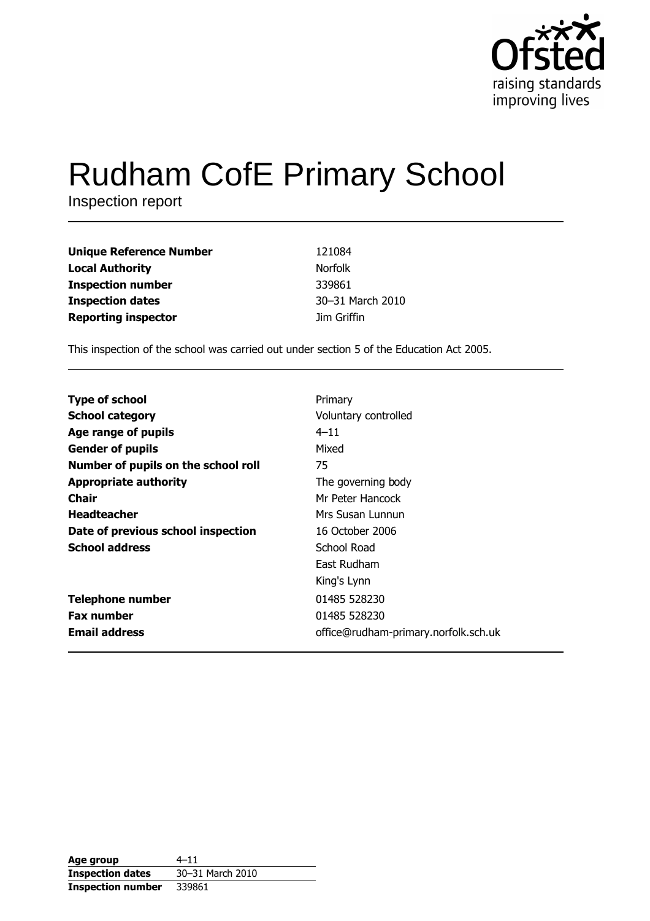# Rudham CofE Primary School

Inspection report

| | |
|---|---|
| **Unique Reference Number** | 121084 |
| **Local Authority** | Norfolk |
| **Inspection number** | 339861 |
| **Inspection dates** | 30–31 March 2010 |
| **Reporting inspector** | Jim Griffin |

This inspection of the school was carried out under section 5 of the Education Act 2005.

| | |
|---|---|
| **Type of school** | Primary |
| **School category** | Voluntary controlled |
| **Age range of pupils** | 4–11 |
| **Gender of pupils** | Mixed |
| **Number of pupils on the school roll** | 75 |
| **Appropriate authority** | The governing body |
| **Chair** | Mr Peter Hancock |
| **Headteacher** | Mrs Susan Lunnun |
| **Date of previous school inspection** | 16 October 2006 |
| **School address** | School Road<br>East Rudham<br>King's Lynn |
| **Telephone number** | 01485 528230 |
| **Fax number** | 01485 528230 |
| **Email address** | office@rudham-primary.norfolk.sch.uk |

| | |
|---|---|
| **Age group** | 4–11 |
| **Inspection dates** | 30–31 March 2010 |
| **Inspection number** | 339861 |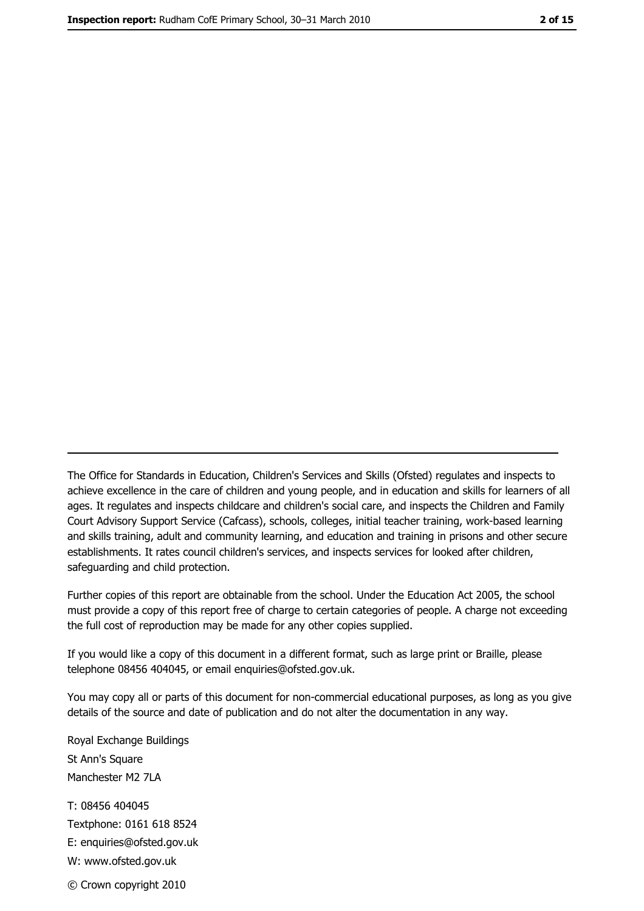The Office for Standards in Education, Children's Services and Skills (Ofsted) regulates and inspects to achieve excellence in the care of children and young people, and in education and skills for learners of all ages. It regulates and inspects childcare and children's social care, and inspects the Children and Family Court Advisory Support Service (Cafcass), schools, colleges, initial teacher training, work-based learning and skills training, adult and community learning, and education and training in prisons and other secure establishments. It rates council children's services, and inspects services for looked after children, safeguarding and child protection.

Further copies of this report are obtainable from the school. Under the Education Act 2005, the school must provide a copy of this report free of charge to certain categories of people. A charge not exceeding the full cost of reproduction may be made for any other copies supplied.

If you would like a copy of this document in a different format, such as large print or Braille, please telephone 08456 404045, or email enquiries@ofsted.gov.uk.

You may copy all or parts of this document for non-commercial educational purposes, as long as you give details of the source and date of publication and do not alter the documentation in any way.

Royal Exchange Buildings
St Ann's Square
Manchester M2 7LA

T: 08456 404045
Textphone: 0161 618 8524
E: enquiries@ofsted.gov.uk
W: www.ofsted.gov.uk

© Crown copyright 2010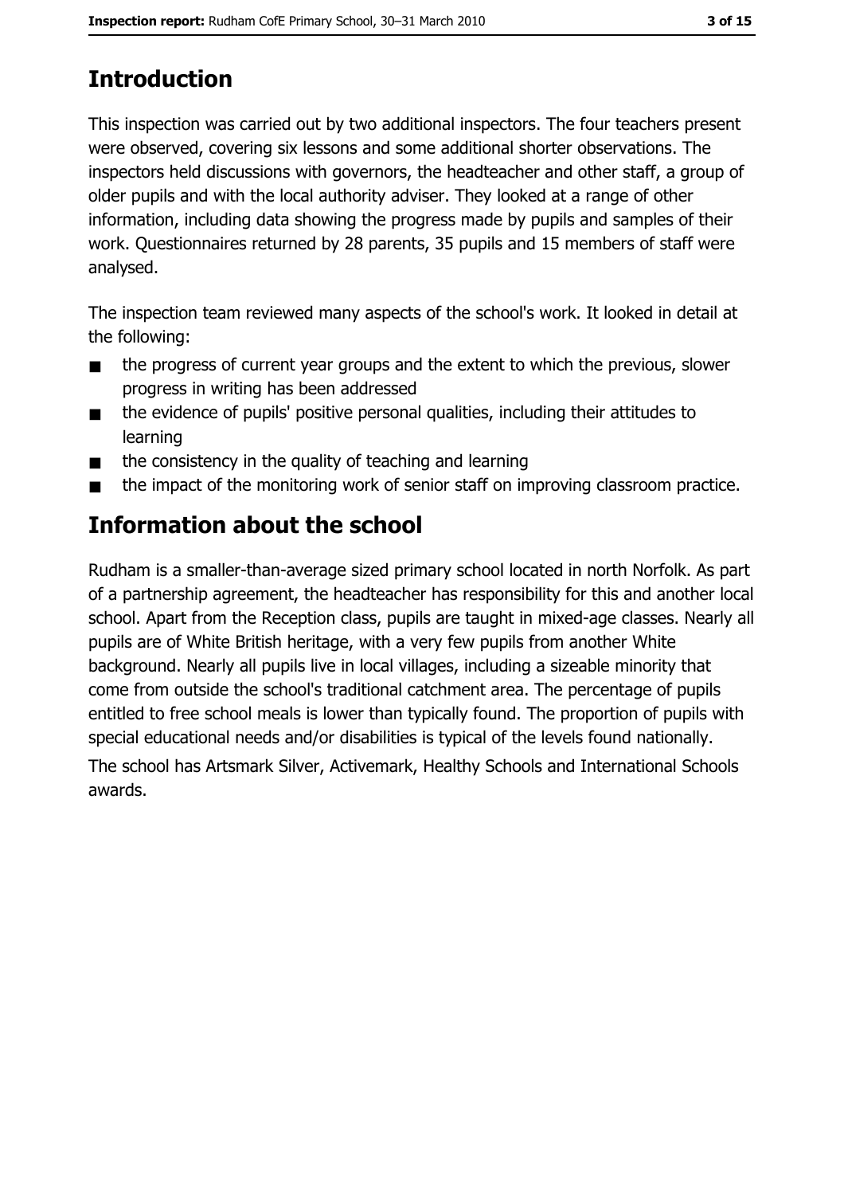## Introduction

This inspection was carried out by two additional inspectors. The four teachers present were observed, covering six lessons and some additional shorter observations. The inspectors held discussions with governors, the headteacher and other staff, a group of older pupils and with the local authority adviser. They looked at a range of other information, including data showing the progress made by pupils and samples of their work. Questionnaires returned by 28 parents, 35 pupils and 15 members of staff were analysed.

The inspection team reviewed many aspects of the school's work. It looked in detail at the following:

- the progress of current year groups and the extent to which the previous, slower progress in writing has been addressed
- the evidence of pupils' positive personal qualities, including their attitudes to learning
- the consistency in the quality of teaching and learning
- the impact of the monitoring work of senior staff on improving classroom practice.

## Information about the school

Rudham is a smaller-than-average sized primary school located in north Norfolk. As part of a partnership agreement, the headteacher has responsibility for this and another local school. Apart from the Reception class, pupils are taught in mixed-age classes. Nearly all pupils are of White British heritage, with a very few pupils from another White background. Nearly all pupils live in local villages, including a sizeable minority that come from outside the school's traditional catchment area. The percentage of pupils entitled to free school meals is lower than typically found. The proportion of pupils with special educational needs and/or disabilities is typical of the levels found nationally.

The school has Artsmark Silver, Activemark, Healthy Schools and International Schools awards.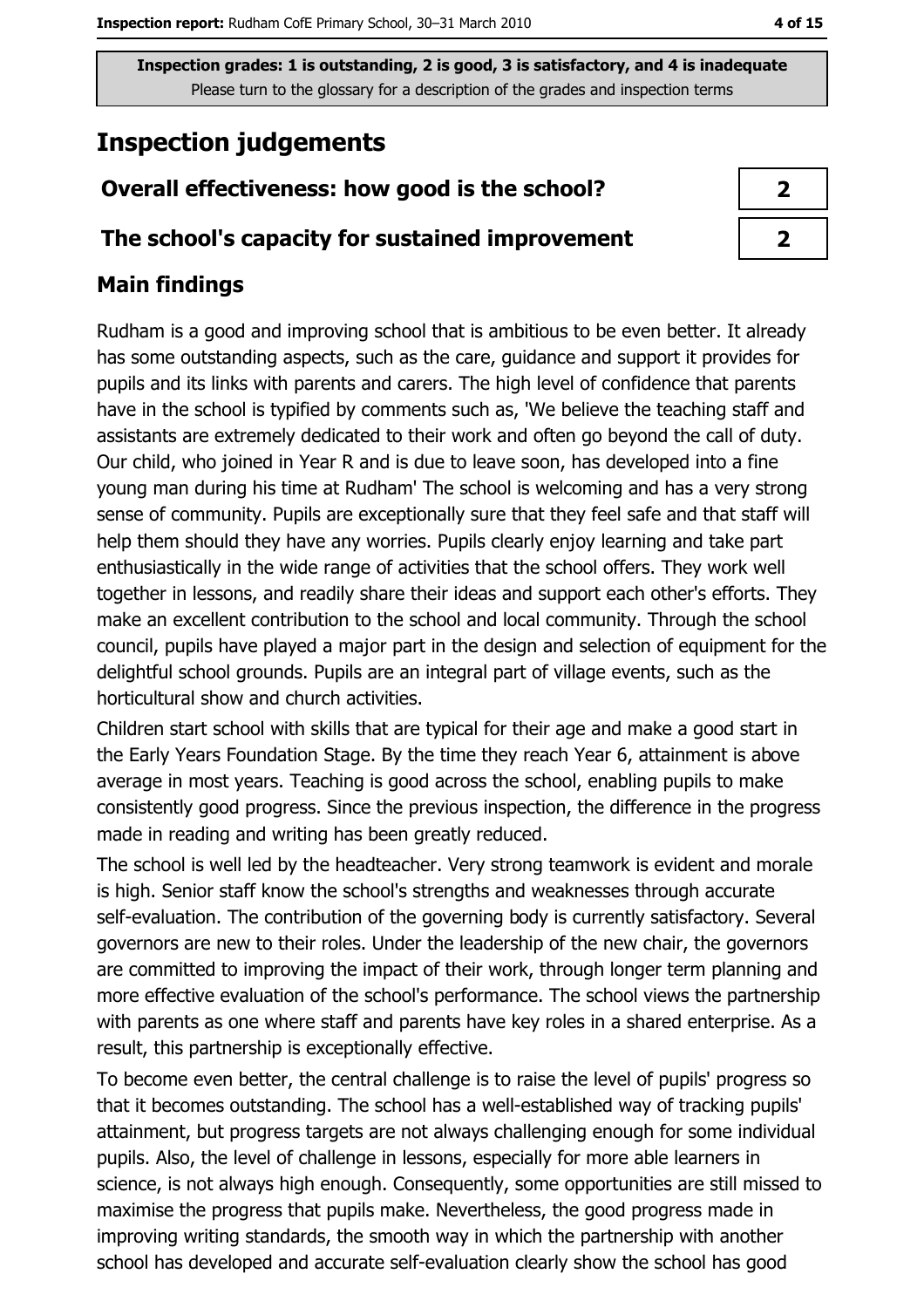**Inspection grades: 1 is outstanding, 2 is good, 3 is satisfactory, and 4 is inadequate**
Please turn to the glossary for a description of the grades and inspection terms

# Inspection judgements

| | |
|---|---|
| **Overall effectiveness: how good is the school?** | 2 |
| **The school's capacity for sustained improvement** | 2 |

## Main findings

Rudham is a good and improving school that is ambitious to be even better. It already has some outstanding aspects, such as the care, guidance and support it provides for pupils and its links with parents and carers. The high level of confidence that parents have in the school is typified by comments such as, 'We believe the teaching staff and assistants are extremely dedicated to their work and often go beyond the call of duty. Our child, who joined in Year R and is due to leave soon, has developed into a fine young man during his time at Rudham' The school is welcoming and has a very strong sense of community. Pupils are exceptionally sure that they feel safe and that staff will help them should they have any worries. Pupils clearly enjoy learning and take part enthusiastically in the wide range of activities that the school offers. They work well together in lessons, and readily share their ideas and support each other's efforts. They make an excellent contribution to the school and local community. Through the school council, pupils have played a major part in the design and selection of equipment for the delightful school grounds. Pupils are an integral part of village events, such as the horticultural show and church activities.

Children start school with skills that are typical for their age and make a good start in the Early Years Foundation Stage. By the time they reach Year 6, attainment is above average in most years. Teaching is good across the school, enabling pupils to make consistently good progress. Since the previous inspection, the difference in the progress made in reading and writing has been greatly reduced.

The school is well led by the headteacher. Very strong teamwork is evident and morale is high. Senior staff know the school's strengths and weaknesses through accurate self-evaluation. The contribution of the governing body is currently satisfactory. Several governors are new to their roles. Under the leadership of the new chair, the governors are committed to improving the impact of their work, through longer term planning and more effective evaluation of the school's performance. The school views the partnership with parents as one where staff and parents have key roles in a shared enterprise. As a result, this partnership is exceptionally effective.

To become even better, the central challenge is to raise the level of pupils' progress so that it becomes outstanding. The school has a well-established way of tracking pupils' attainment, but progress targets are not always challenging enough for some individual pupils. Also, the level of challenge in lessons, especially for more able learners in science, is not always high enough. Consequently, some opportunities are still missed to maximise the progress that pupils make. Nevertheless, the good progress made in improving writing standards, the smooth way in which the partnership with another school has developed and accurate self-evaluation clearly show the school has good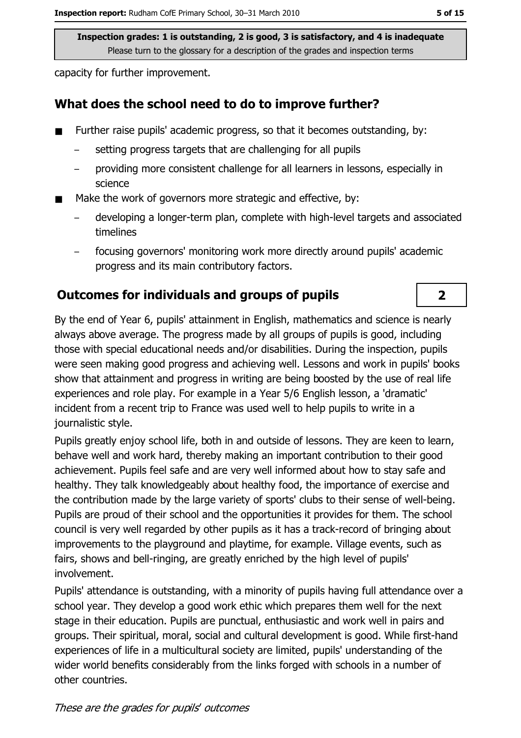capacity for further improvement.

## What does the school need to do to improve further?

- Further raise pupils' academic progress, so that it becomes outstanding, by:
  - setting progress targets that are challenging for all pupils
  - providing more consistent challenge for all learners in lessons, especially in science
- Make the work of governors more strategic and effective, by:
  - developing a longer-term plan, complete with high-level targets and associated timelines
  - focusing governors' monitoring work more directly around pupils' academic progress and its main contributory factors.

## Outcomes for individuals and groups of pupils

**2**

By the end of Year 6, pupils' attainment in English, mathematics and science is nearly always above average. The progress made by all groups of pupils is good, including those with special educational needs and/or disabilities. During the inspection, pupils were seen making good progress and achieving well. Lessons and work in pupils' books show that attainment and progress in writing are being boosted by the use of real life experiences and role play. For example in a Year 5/6 English lesson, a 'dramatic' incident from a recent trip to France was used well to help pupils to write in a journalistic style.

Pupils greatly enjoy school life, both in and outside of lessons. They are keen to learn, behave well and work hard, thereby making an important contribution to their good achievement. Pupils feel safe and are very well informed about how to stay safe and healthy. They talk knowledgeably about healthy food, the importance of exercise and the contribution made by the large variety of sports' clubs to their sense of well-being. Pupils are proud of their school and the opportunities it provides for them. The school council is very well regarded by other pupils as it has a track-record of bringing about improvements to the playground and playtime, for example. Village events, such as fairs, shows and bell-ringing, are greatly enriched by the high level of pupils' involvement.

Pupils' attendance is outstanding, with a minority of pupils having full attendance over a school year. They develop a good work ethic which prepares them well for the next stage in their education. Pupils are punctual, enthusiastic and work well in pairs and groups. Their spiritual, moral, social and cultural development is good. While first-hand experiences of life in a multicultural society are limited, pupils' understanding of the wider world benefits considerably from the links forged with schools in a number of other countries.

*These are the grades for pupils' outcomes*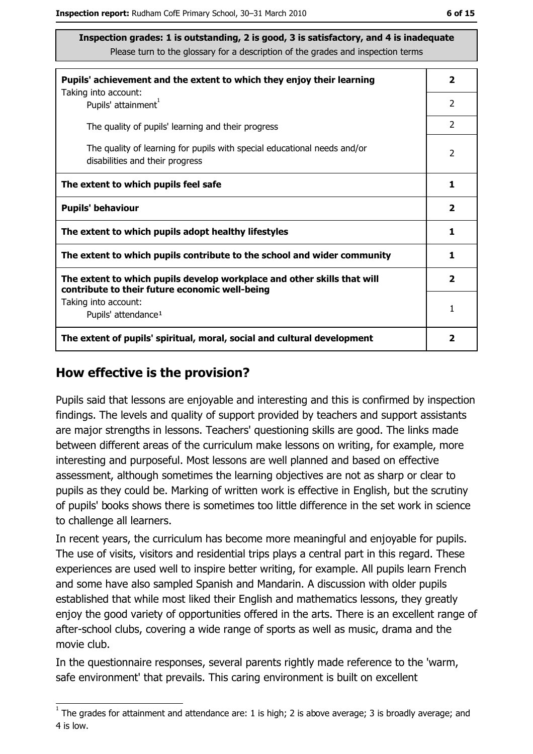**Inspection grades: 1 is outstanding, 2 is good, 3 is satisfactory, and 4 is inadequate**
Please turn to the glossary for a description of the grades and inspection terms

| | |
|---|---|
| **Pupils' achievement and the extent to which they enjoy their learning** | **2** |
| Taking into account: Pupils' attainment[1] | 2 |
| The quality of pupils' learning and their progress | 2 |
| The quality of learning for pupils with special educational needs and/or disabilities and their progress | 2 |
| **The extent to which pupils feel safe** | **1** |
| **Pupils' behaviour** | **2** |
| **The extent to which pupils adopt healthy lifestyles** | **1** |
| **The extent to which pupils contribute to the school and wider community** | **1** |
| **The extent to which pupils develop workplace and other skills that will contribute to their future economic well-being** | **2** |
| Taking into account: Pupils' attendance[1] | 1 |
| **The extent of pupils' spiritual, moral, social and cultural development** | **2** |

## How effective is the provision?

Pupils said that lessons are enjoyable and interesting and this is confirmed by inspection findings. The levels and quality of support provided by teachers and support assistants are major strengths in lessons. Teachers' questioning skills are good. The links made between different areas of the curriculum make lessons on writing, for example, more interesting and purposeful. Most lessons are well planned and based on effective assessment, although sometimes the learning objectives are not as sharp or clear to pupils as they could be. Marking of written work is effective in English, but the scrutiny of pupils' books shows there is sometimes too little difference in the set work in science to challenge all learners.

In recent years, the curriculum has become more meaningful and enjoyable for pupils. The use of visits, visitors and residential trips plays a central part in this regard. These experiences are used well to inspire better writing, for example. All pupils learn French and some have also sampled Spanish and Mandarin. A discussion with older pupils established that while most liked their English and mathematics lessons, they greatly enjoy the good variety of opportunities offered in the arts. There is an excellent range of after-school clubs, covering a wide range of sports as well as music, drama and the movie club.

In the questionnaire responses, several parents rightly made reference to the 'warm, safe environment' that prevails. This caring environment is built on excellent

[1] The grades for attainment and attendance are: 1 is high; 2 is above average; 3 is broadly average; and 4 is low.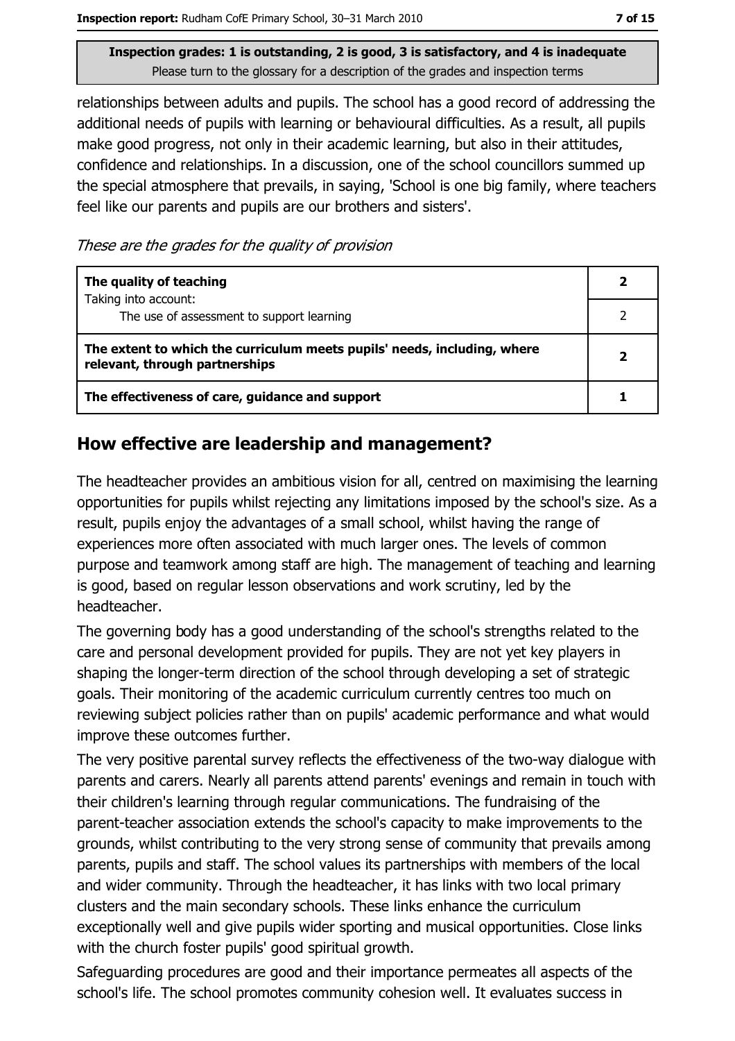relationships between adults and pupils. The school has a good record of addressing the additional needs of pupils with learning or behavioural difficulties. As a result, all pupils make good progress, not only in their academic learning, but also in their attitudes, confidence and relationships. In a discussion, one of the school councillors summed up the special atmosphere that prevails, in saying, 'School is one big family, where teachers feel like our parents and pupils are our brothers and sisters'.

*These are the grades for the quality of provision*

| | |
|---|---|
| **The quality of teaching**<br>Taking into account:<br>The use of assessment to support learning | **2**<br>2 |
| **The extent to which the curriculum meets pupils' needs, including, where relevant, through partnerships** | **2** |
| **The effectiveness of care, guidance and support** | **1** |

## How effective are leadership and management?

The headteacher provides an ambitious vision for all, centred on maximising the learning opportunities for pupils whilst rejecting any limitations imposed by the school's size. As a result, pupils enjoy the advantages of a small school, whilst having the range of experiences more often associated with much larger ones. The levels of common purpose and teamwork among staff are high. The management of teaching and learning is good, based on regular lesson observations and work scrutiny, led by the headteacher.

The governing body has a good understanding of the school's strengths related to the care and personal development provided for pupils. They are not yet key players in shaping the longer-term direction of the school through developing a set of strategic goals. Their monitoring of the academic curriculum currently centres too much on reviewing subject policies rather than on pupils' academic performance and what would improve these outcomes further.

The very positive parental survey reflects the effectiveness of the two-way dialogue with parents and carers. Nearly all parents attend parents' evenings and remain in touch with their children's learning through regular communications. The fundraising of the parent-teacher association extends the school's capacity to make improvements to the grounds, whilst contributing to the very strong sense of community that prevails among parents, pupils and staff. The school values its partnerships with members of the local and wider community. Through the headteacher, it has links with two local primary clusters and the main secondary schools. These links enhance the curriculum exceptionally well and give pupils wider sporting and musical opportunities. Close links with the church foster pupils' good spiritual growth.

Safeguarding procedures are good and their importance permeates all aspects of the school's life. The school promotes community cohesion well. It evaluates success in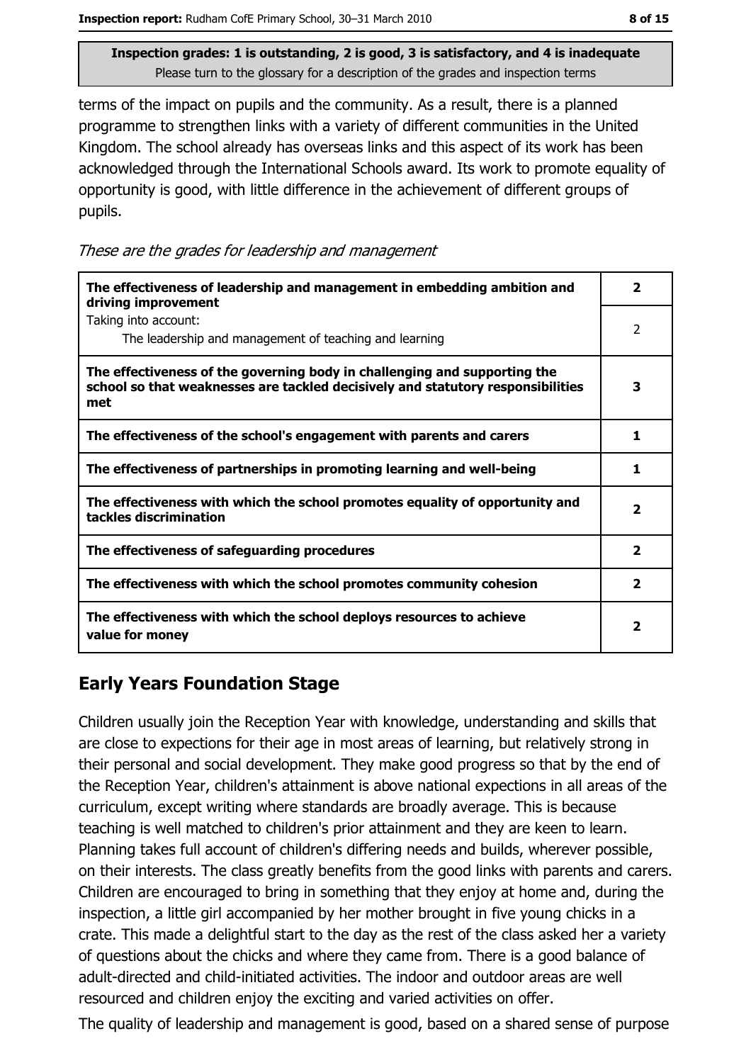Inspection grades: 1 is outstanding, 2 is good, 3 is satisfactory, and 4 is inadequate
Please turn to the glossary for a description of the grades and inspection terms

terms of the impact on pupils and the community. As a result, there is a planned programme to strengthen links with a variety of different communities in the United Kingdom. The school already has overseas links and this aspect of its work has been acknowledged through the International Schools award. Its work to promote equality of opportunity is good, with little difference in the achievement of different groups of pupils.

*These are the grades for leadership and management*

| | |
|---|---|
| **The effectiveness of leadership and management in embedding ambition and driving improvement** | **2** |
| Taking into account: The leadership and management of teaching and learning | 2 |
| **The effectiveness of the governing body in challenging and supporting the school so that weaknesses are tackled decisively and statutory responsibilities met** | **3** |
| **The effectiveness of the school's engagement with parents and carers** | **1** |
| **The effectiveness of partnerships in promoting learning and well-being** | **1** |
| **The effectiveness with which the school promotes equality of opportunity and tackles discrimination** | **2** |
| **The effectiveness of safeguarding procedures** | **2** |
| **The effectiveness with which the school promotes community cohesion** | **2** |
| **The effectiveness with which the school deploys resources to achieve value for money** | **2** |

## Early Years Foundation Stage

Children usually join the Reception Year with knowledge, understanding and skills that are close to expections for their age in most areas of learning, but relatively strong in their personal and social development. They make good progress so that by the end of the Reception Year, children's attainment is above national expections in all areas of the curriculum, except writing where standards are broadly average. This is because teaching is well matched to children's prior attainment and they are keen to learn. Planning takes full account of children's differing needs and builds, wherever possible, on their interests. The class greatly benefits from the good links with parents and carers. Children are encouraged to bring in something that they enjoy at home and, during the inspection, a little girl accompanied by her mother brought in five young chicks in a crate. This made a delightful start to the day as the rest of the class asked her a variety of questions about the chicks and where they came from. There is a good balance of adult-directed and child-initiated activities. The indoor and outdoor areas are well resourced and children enjoy the exciting and varied activities on offer.

The quality of leadership and management is good, based on a shared sense of purpose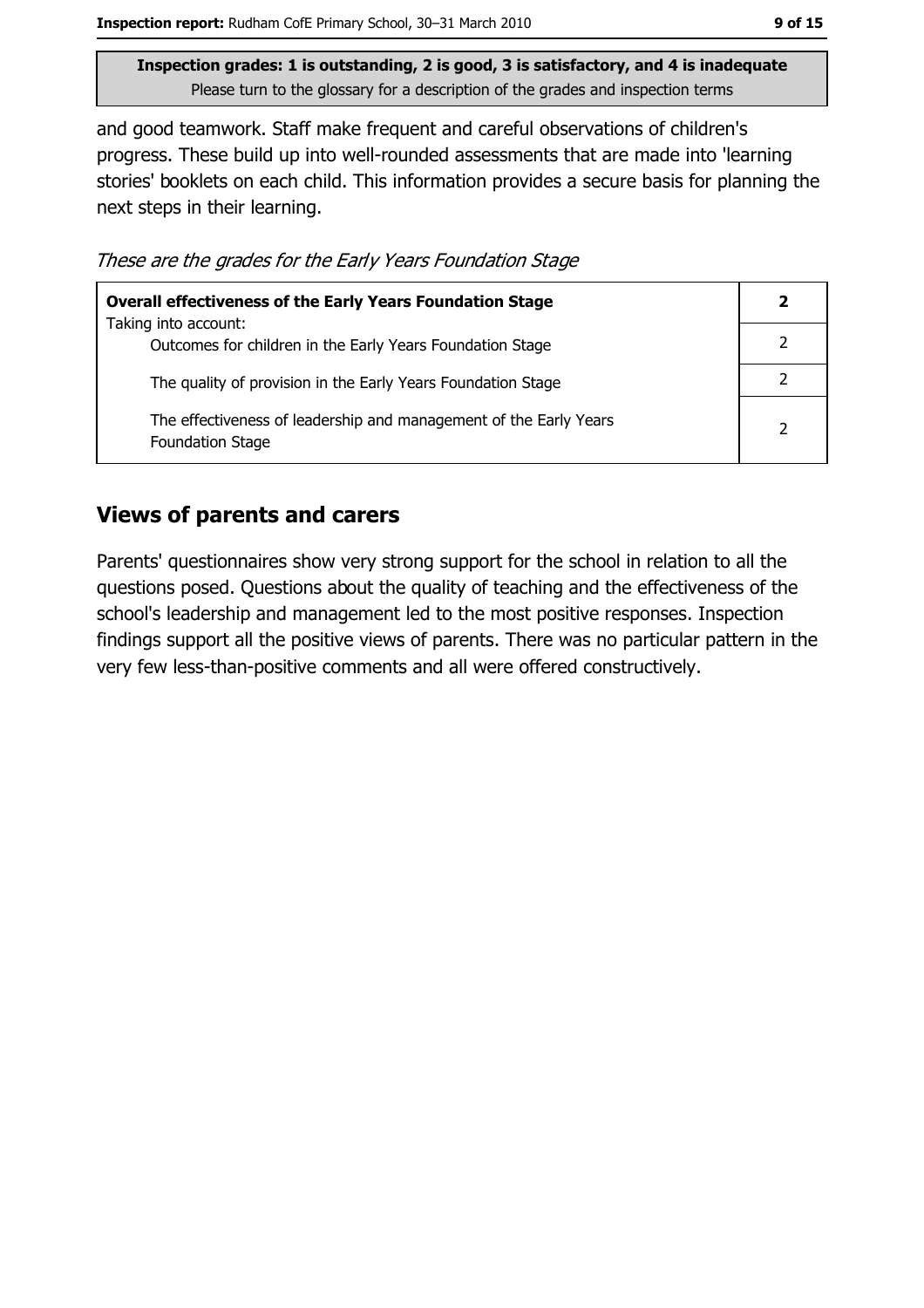and good teamwork. Staff make frequent and careful observations of children's progress. These build up into well-rounded assessments that are made into 'learning stories' booklets on each child. This information provides a secure basis for planning the next steps in their learning.

*These are the grades for the Early Years Foundation Stage*

| | |
|---|---|
| **Overall effectiveness of the Early Years Foundation Stage** | **2** |
| Taking into account: Outcomes for children in the Early Years Foundation Stage | 2 |
| The quality of provision in the Early Years Foundation Stage | 2 |
| The effectiveness of leadership and management of the Early Years Foundation Stage | 2 |

## Views of parents and carers

Parents' questionnaires show very strong support for the school in relation to all the questions posed. Questions about the quality of teaching and the effectiveness of the school's leadership and management led to the most positive responses. Inspection findings support all the positive views of parents. There was no particular pattern in the very few less-than-positive comments and all were offered constructively.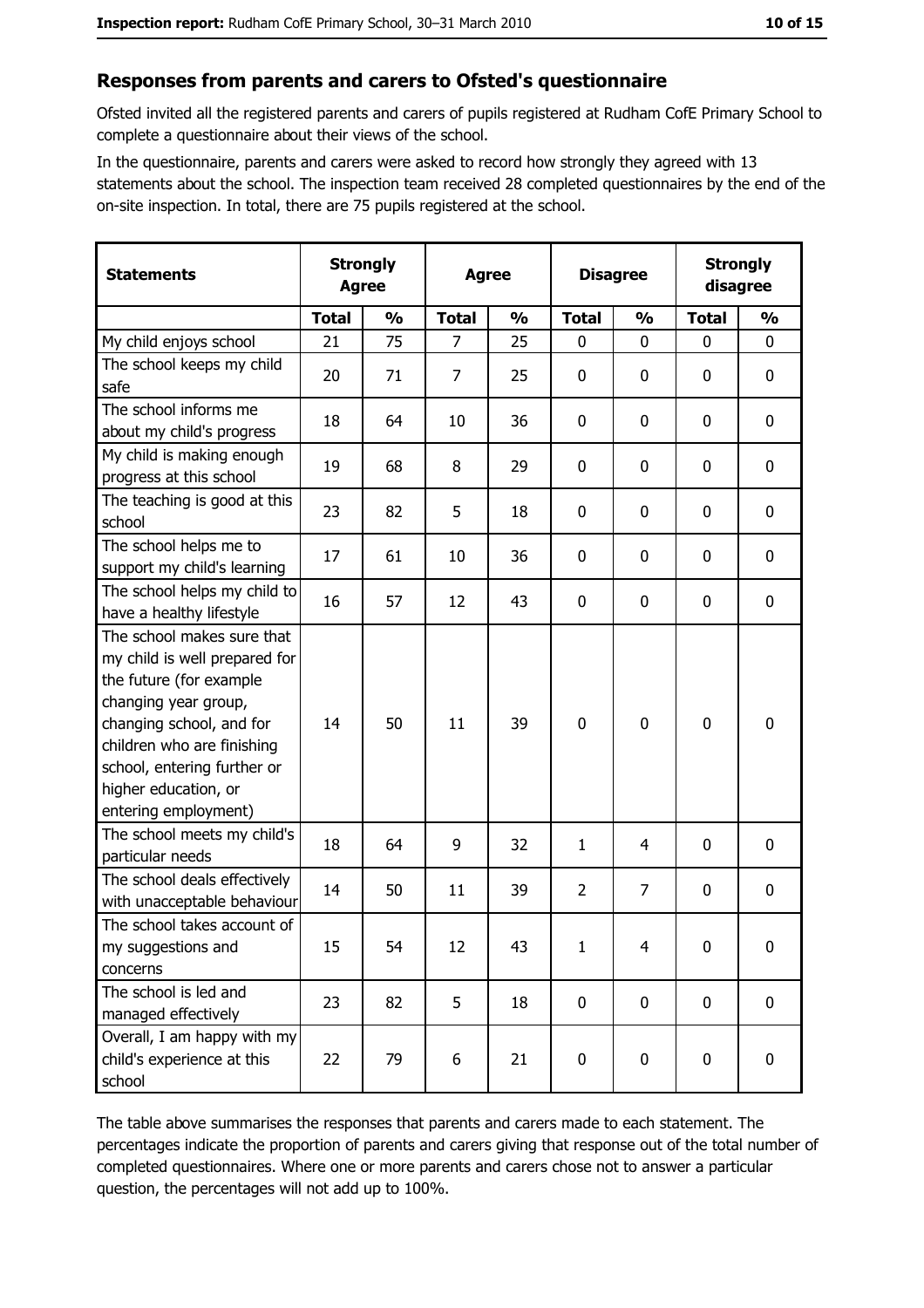## Responses from parents and carers to Ofsted's questionnaire

Ofsted invited all the registered parents and carers of pupils registered at Rudham CofE Primary School to complete a questionnaire about their views of the school.

In the questionnaire, parents and carers were asked to record how strongly they agreed with 13 statements about the school. The inspection team received 28 completed questionnaires by the end of the on-site inspection. In total, there are 75 pupils registered at the school.

| Statements | Strongly Agree | | Agree | | Disagree | | Strongly disagree | |
|---|---|---|---|---|---|---|---|---|
| | **Total** | **%** | **Total** | **%** | **Total** | **%** | **Total** | **%** |
| My child enjoys school | 21 | 75 | 7 | 25 | 0 | 0 | 0 | 0 |
| The school keeps my child safe | 20 | 71 | 7 | 25 | 0 | 0 | 0 | 0 |
| The school informs me about my child's progress | 18 | 64 | 10 | 36 | 0 | 0 | 0 | 0 |
| My child is making enough progress at this school | 19 | 68 | 8 | 29 | 0 | 0 | 0 | 0 |
| The teaching is good at this school | 23 | 82 | 5 | 18 | 0 | 0 | 0 | 0 |
| The school helps me to support my child's learning | 17 | 61 | 10 | 36 | 0 | 0 | 0 | 0 |
| The school helps my child to have a healthy lifestyle | 16 | 57 | 12 | 43 | 0 | 0 | 0 | 0 |
| The school makes sure that my child is well prepared for the future (for example changing year group, changing school, and for children who are finishing school, entering further or higher education, or entering employment) | 14 | 50 | 11 | 39 | 0 | 0 | 0 | 0 |
| The school meets my child's particular needs | 18 | 64 | 9 | 32 | 1 | 4 | 0 | 0 |
| The school deals effectively with unacceptable behaviour | 14 | 50 | 11 | 39 | 2 | 7 | 0 | 0 |
| The school takes account of my suggestions and concerns | 15 | 54 | 12 | 43 | 1 | 4 | 0 | 0 |
| The school is led and managed effectively | 23 | 82 | 5 | 18 | 0 | 0 | 0 | 0 |
| Overall, I am happy with my child's experience at this school | 22 | 79 | 6 | 21 | 0 | 0 | 0 | 0 |

The table above summarises the responses that parents and carers made to each statement. The percentages indicate the proportion of parents and carers giving that response out of the total number of completed questionnaires. Where one or more parents and carers chose not to answer a particular question, the percentages will not add up to 100%.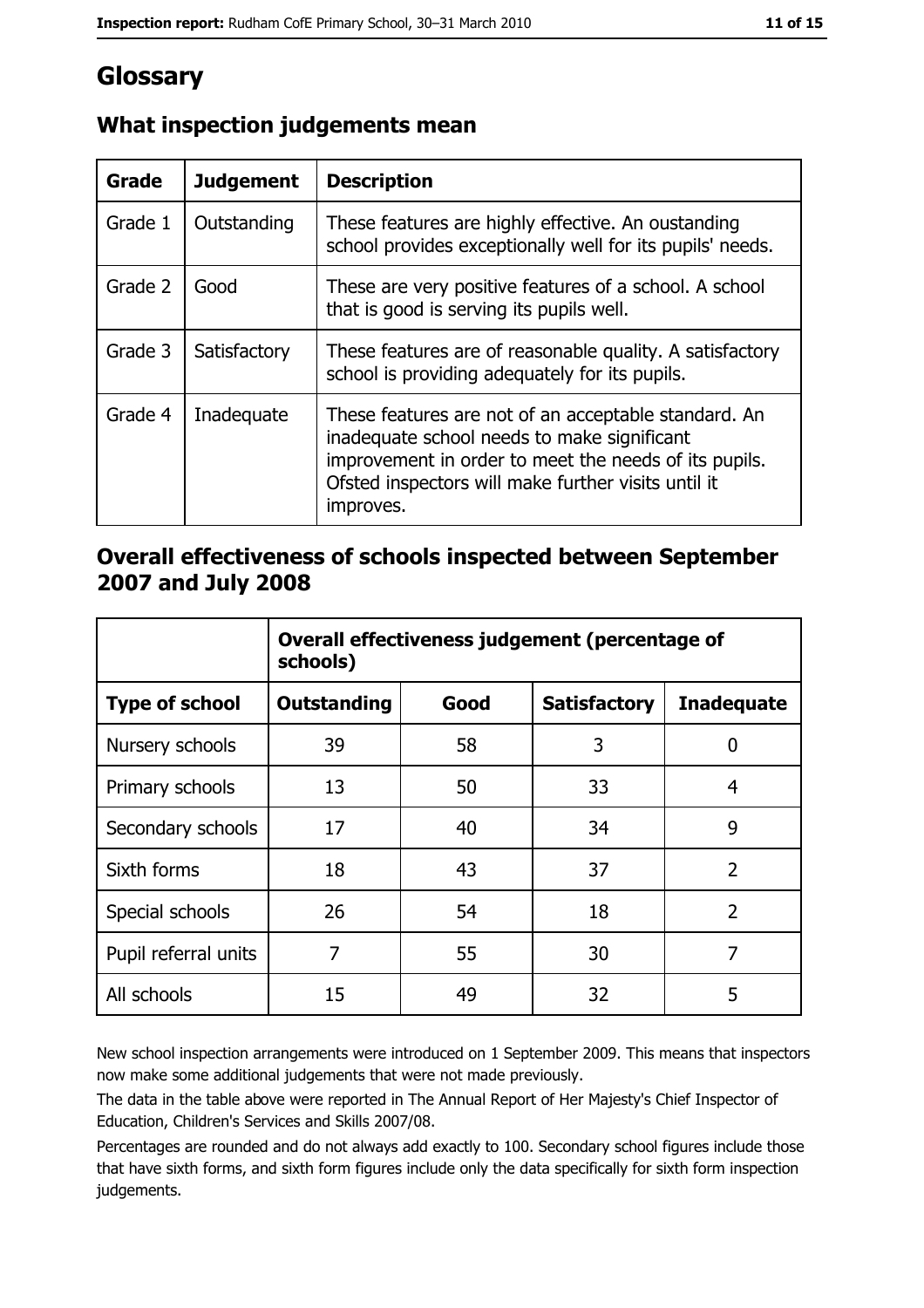# Glossary

## What inspection judgements mean

| Grade | Judgement | Description |
| --- | --- | --- |
| Grade 1 | Outstanding | These features are highly effective. An oustanding school provides exceptionally well for its pupils' needs. |
| Grade 2 | Good | These are very positive features of a school. A school that is good is serving its pupils well. |
| Grade 3 | Satisfactory | These features are of reasonable quality. A satisfactory school is providing adequately for its pupils. |
| Grade 4 | Inadequate | These features are not of an acceptable standard. An inadequate school needs to make significant improvement in order to meet the needs of its pupils. Ofsted inspectors will make further visits until it improves. |

## Overall effectiveness of schools inspected between September 2007 and July 2008

| | Overall effectiveness judgement (percentage of schools) | | | |
| --- | --- | --- | --- | --- |
| **Type of school** | **Outstanding** | **Good** | **Satisfactory** | **Inadequate** |
| Nursery schools | 39 | 58 | 3 | 0 |
| Primary schools | 13 | 50 | 33 | 4 |
| Secondary schools | 17 | 40 | 34 | 9 |
| Sixth forms | 18 | 43 | 37 | 2 |
| Special schools | 26 | 54 | 18 | 2 |
| Pupil referral units | 7 | 55 | 30 | 7 |
| All schools | 15 | 49 | 32 | 5 |

New school inspection arrangements were introduced on 1 September 2009. This means that inspectors now make some additional judgements that were not made previously.

The data in the table above were reported in The Annual Report of Her Majesty's Chief Inspector of Education, Children's Services and Skills 2007/08.

Percentages are rounded and do not always add exactly to 100. Secondary school figures include those that have sixth forms, and sixth form figures include only the data specifically for sixth form inspection judgements.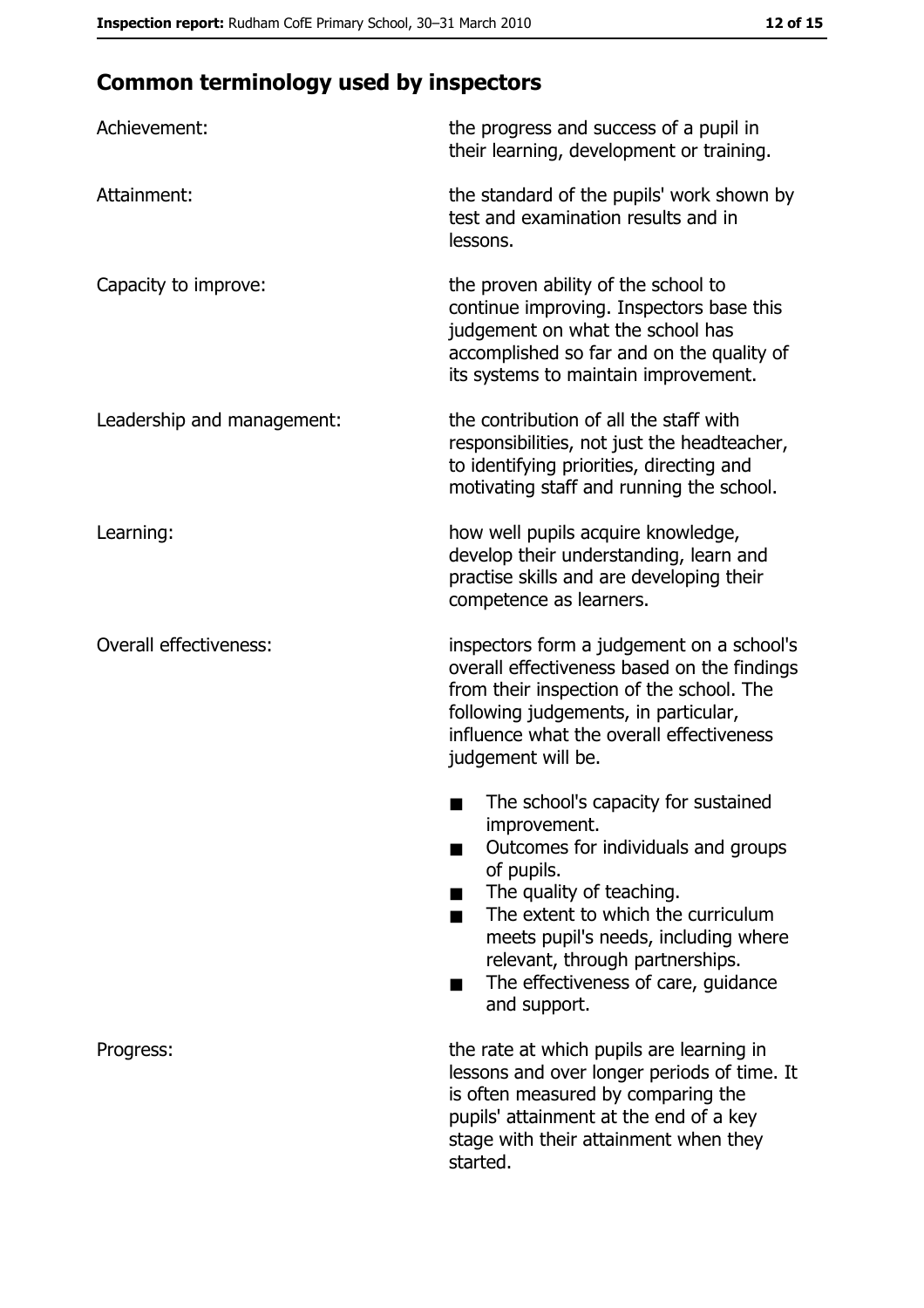## Common terminology used by inspectors

| | |
|---|---|
| Achievement: | the progress and success of a pupil in their learning, development or training. |
| Attainment: | the standard of the pupils' work shown by test and examination results and in lessons. |
| Capacity to improve: | the proven ability of the school to continue improving. Inspectors base this judgement on what the school has accomplished so far and on the quality of its systems to maintain improvement. |
| Leadership and management: | the contribution of all the staff with responsibilities, not just the headteacher, to identifying priorities, directing and motivating staff and running the school. |
| Learning: | how well pupils acquire knowledge, develop their understanding, learn and practise skills and are developing their competence as learners. |
| Overall effectiveness: | inspectors form a judgement on a school's overall effectiveness based on the findings from their inspection of the school. The following judgements, in particular, influence what the overall effectiveness judgement will be.<br>■ The school's capacity for sustained improvement.<br>■ Outcomes for individuals and groups of pupils.<br>■ The quality of teaching.<br>■ The extent to which the curriculum meets pupil's needs, including where relevant, through partnerships.<br>■ The effectiveness of care, guidance and support. |
| Progress: | the rate at which pupils are learning in lessons and over longer periods of time. It is often measured by comparing the pupils' attainment at the end of a key stage with their attainment when they started. |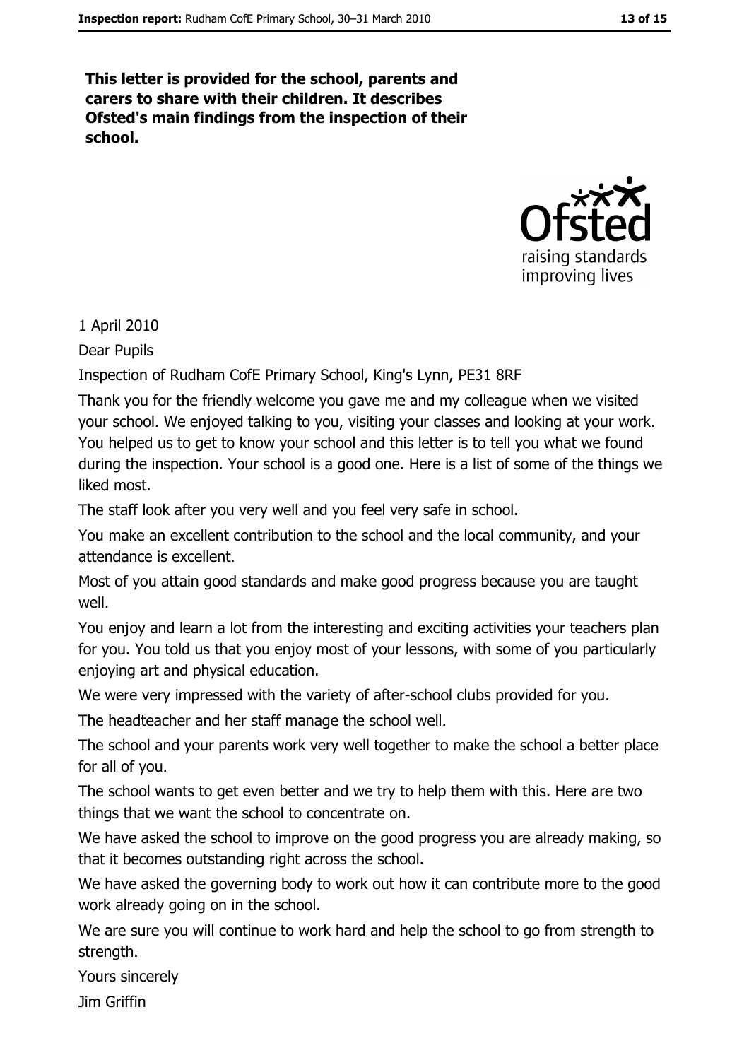**This letter is provided for the school, parents and carers to share with their children. It describes Ofsted's main findings from the inspection of their school.**

1 April 2010

Dear Pupils

Inspection of Rudham CofE Primary School, King's Lynn, PE31 8RF

Thank you for the friendly welcome you gave me and my colleague when we visited your school. We enjoyed talking to you, visiting your classes and looking at your work. You helped us to get to know your school and this letter is to tell you what we found during the inspection. Your school is a good one. Here is a list of some of the things we liked most.

The staff look after you very well and you feel very safe in school.

You make an excellent contribution to the school and the local community, and your attendance is excellent.

Most of you attain good standards and make good progress because you are taught well.

You enjoy and learn a lot from the interesting and exciting activities your teachers plan for you. You told us that you enjoy most of your lessons, with some of you particularly enjoying art and physical education.

We were very impressed with the variety of after-school clubs provided for you.

The headteacher and her staff manage the school well.

The school and your parents work very well together to make the school a better place for all of you.

The school wants to get even better and we try to help them with this. Here are two things that we want the school to concentrate on.

We have asked the school to improve on the good progress you are already making, so that it becomes outstanding right across the school.

We have asked the governing body to work out how it can contribute more to the good work already going on in the school.

We are sure you will continue to work hard and help the school to go from strength to strength.

Yours sincerely

Jim Griffin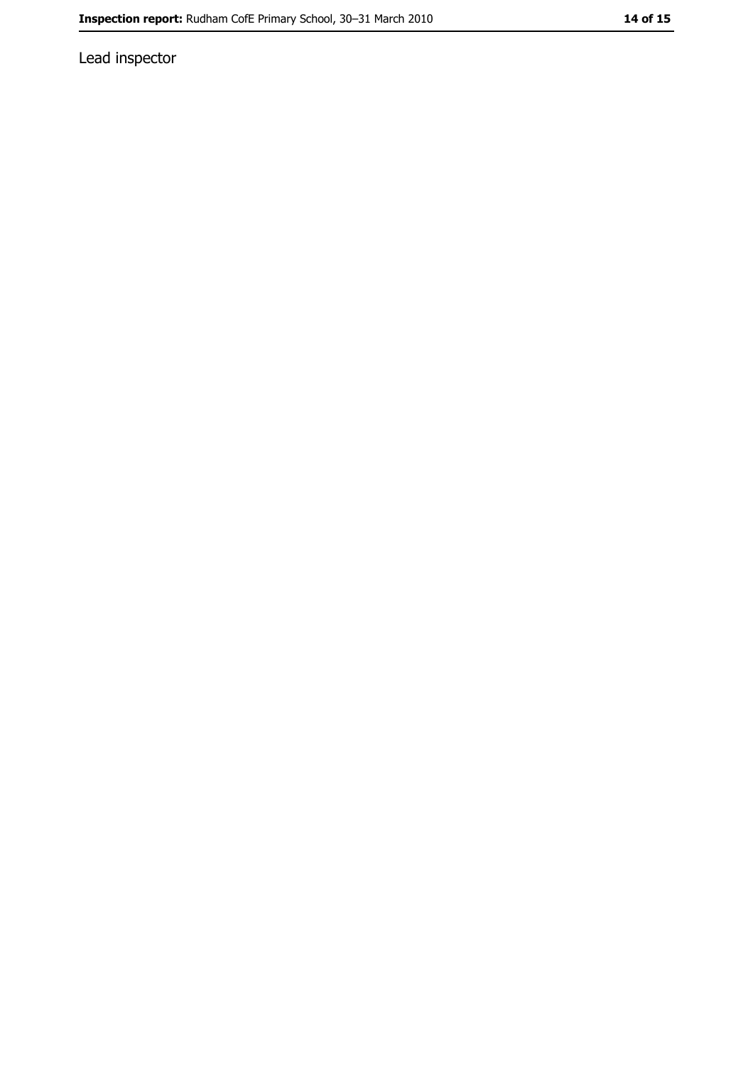Lead inspector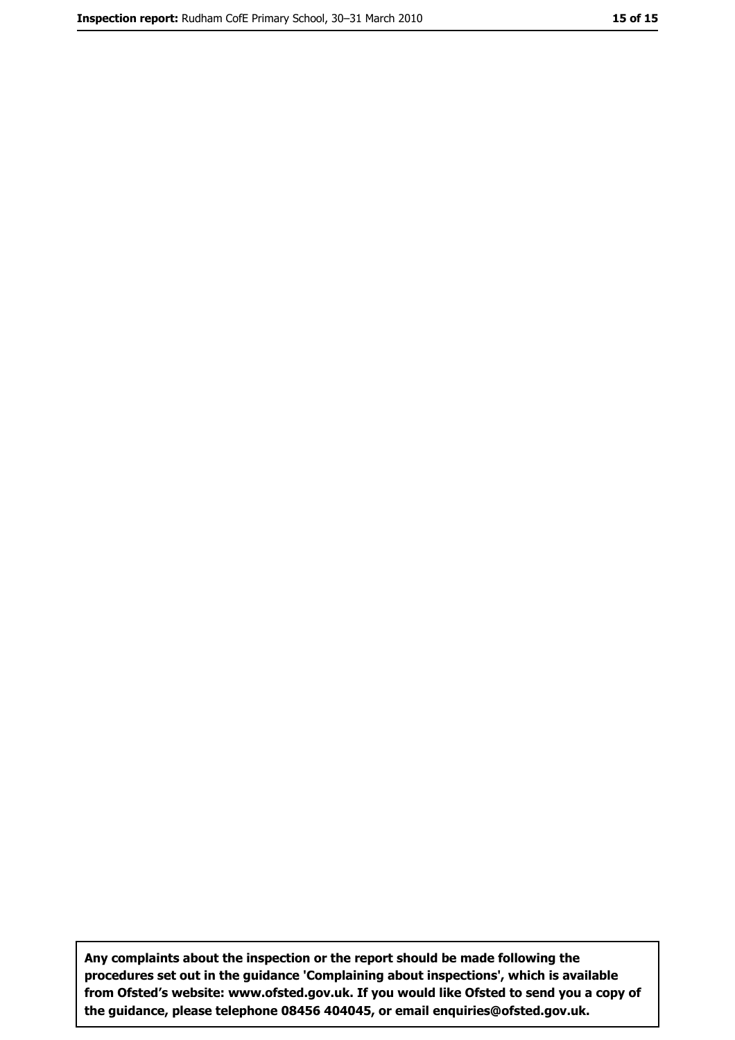**Any complaints about the inspection or the report should be made following the procedures set out in the guidance 'Complaining about inspections', which is available from Ofsted's website: www.ofsted.gov.uk. If you would like Ofsted to send you a copy of the guidance, please telephone 08456 404045, or email enquiries@ofsted.gov.uk.**